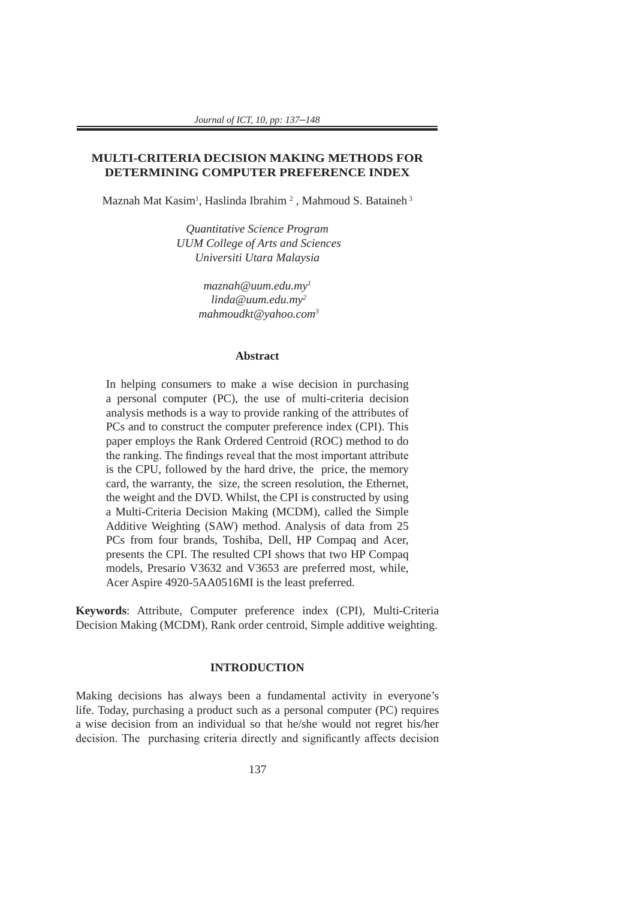# MULTI-CRITERIA DECISION MAKING METHODS FOR DETERMINING COMPUTER PREFERENCE INDEX

Maznah Mat Kasim[1], Haslinda Ibrahim [2], Mahmoud S. Bataineh [3]

*Quantitative Science Program*
*UUM College of Arts and Sciences*
*Universiti Utara Malaysia*

*maznah@uum.edu.my[1]*
*linda@uum.edu.my[2]*
*mahmoudkt@yahoo.com[3]*

## Abstract

In helping consumers to make a wise decision in purchasing a personal computer (PC), the use of multi-criteria decision analysis methods is a way to provide ranking of the attributes of PCs and to construct the computer preference index (CPI). This paper employs the Rank Ordered Centroid (ROC) method to do the ranking. The findings reveal that the most important attribute is the CPU, followed by the hard drive, the price, the memory card, the warranty, the size, the screen resolution, the Ethernet, the weight and the DVD. Whilst, the CPI is constructed by using a Multi-Criteria Decision Making (MCDM), called the Simple Additive Weighting (SAW) method. Analysis of data from 25 PCs from four brands, Toshiba, Dell, HP Compaq and Acer, presents the CPI. The resulted CPI shows that two HP Compaq models, Presario V3632 and V3653 are preferred most, while, Acer Aspire 4920-5AA0516MI is the least preferred.

**Keywords**: Attribute, Computer preference index (CPI), Multi-Criteria Decision Making (MCDM), Rank order centroid, Simple additive weighting.

## INTRODUCTION

Making decisions has always been a fundamental activity in everyone's life. Today, purchasing a product such as a personal computer (PC) requires a wise decision from an individual so that he/she would not regret his/her decision. The purchasing criteria directly and significantly affects decision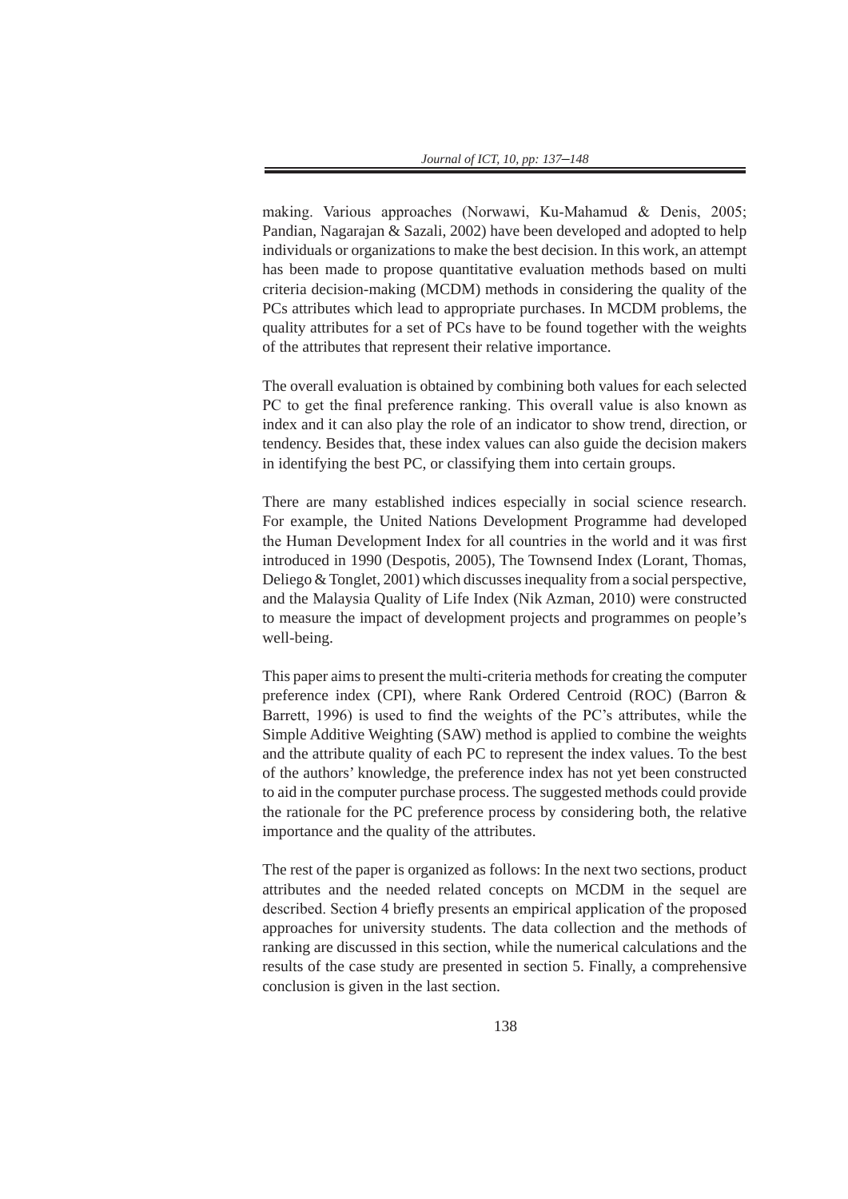making. Various approaches (Norwawi, Ku-Mahamud & Denis, 2005; Pandian, Nagarajan & Sazali, 2002) have been developed and adopted to help individuals or organizations to make the best decision. In this work, an attempt has been made to propose quantitative evaluation methods based on multi criteria decision-making (MCDM) methods in considering the quality of the PCs attributes which lead to appropriate purchases. In MCDM problems, the quality attributes for a set of PCs have to be found together with the weights of the attributes that represent their relative importance.

The overall evaluation is obtained by combining both values for each selected PC to get the final preference ranking. This overall value is also known as index and it can also play the role of an indicator to show trend, direction, or tendency. Besides that, these index values can also guide the decision makers in identifying the best PC, or classifying them into certain groups.

There are many established indices especially in social science research. For example, the United Nations Development Programme had developed the Human Development Index for all countries in the world and it was first introduced in 1990 (Despotis, 2005), The Townsend Index (Lorant, Thomas, Deliego & Tonglet, 2001) which discusses inequality from a social perspective, and the Malaysia Quality of Life Index (Nik Azman, 2010) were constructed to measure the impact of development projects and programmes on people's well-being.

This paper aims to present the multi-criteria methods for creating the computer preference index (CPI), where Rank Ordered Centroid (ROC) (Barron & Barrett, 1996) is used to find the weights of the PC's attributes, while the Simple Additive Weighting (SAW) method is applied to combine the weights and the attribute quality of each PC to represent the index values. To the best of the authors' knowledge, the preference index has not yet been constructed to aid in the computer purchase process. The suggested methods could provide the rationale for the PC preference process by considering both, the relative importance and the quality of the attributes.

The rest of the paper is organized as follows: In the next two sections, product attributes and the needed related concepts on MCDM in the sequel are described. Section 4 briefly presents an empirical application of the proposed approaches for university students. The data collection and the methods of ranking are discussed in this section, while the numerical calculations and the results of the case study are presented in section 5. Finally, a comprehensive conclusion is given in the last section.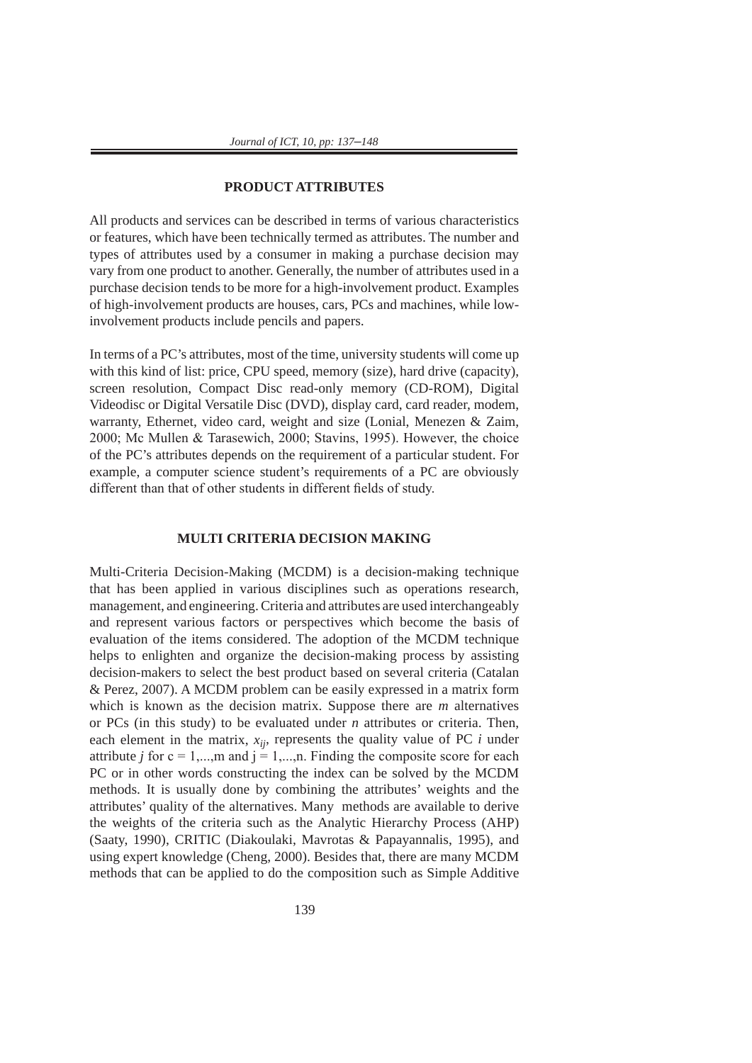## PRODUCT ATTRIBUTES

All products and services can be described in terms of various characteristics or features, which have been technically termed as attributes. The number and types of attributes used by a consumer in making a purchase decision may vary from one product to another. Generally, the number of attributes used in a purchase decision tends to be more for a high-involvement product. Examples of high-involvement products are houses, cars, PCs and machines, while low-involvement products include pencils and papers.

In terms of a PC's attributes, most of the time, university students will come up with this kind of list: price, CPU speed, memory (size), hard drive (capacity), screen resolution, Compact Disc read-only memory (CD-ROM), Digital Videodisc or Digital Versatile Disc (DVD), display card, card reader, modem, warranty, Ethernet, video card, weight and size (Lonial, Menezen & Zaim, 2000; Mc Mullen & Tarasewich, 2000; Stavins, 1995). However, the choice of the PC's attributes depends on the requirement of a particular student. For example, a computer science student's requirements of a PC are obviously different than that of other students in different fields of study.

## MULTI CRITERIA DECISION MAKING

Multi-Criteria Decision-Making (MCDM) is a decision-making technique that has been applied in various disciplines such as operations research, management, and engineering. Criteria and attributes are used interchangeably and represent various factors or perspectives which become the basis of evaluation of the items considered. The adoption of the MCDM technique helps to enlighten and organize the decision-making process by assisting decision-makers to select the best product based on several criteria (Catalan & Perez, 2007). A MCDM problem can be easily expressed in a matrix form which is known as the decision matrix. Suppose there are $m$ alternatives or PCs (in this study) to be evaluated under $n$ attributes or criteria. Then, each element in the matrix, $x_{ij}$, represents the quality value of PC $i$ under attribute $j$ for $c = 1,...,m$ and $j = 1,...,n$. Finding the composite score for each PC or in other words constructing the index can be solved by the MCDM methods. It is usually done by combining the attributes' weights and the attributes' quality of the alternatives. Many methods are available to derive the weights of the criteria such as the Analytic Hierarchy Process (AHP) (Saaty, 1990), CRITIC (Diakoulaki, Mavrotas & Papayannalis, 1995), and using expert knowledge (Cheng, 2000). Besides that, there are many MCDM methods that can be applied to do the composition such as Simple Additive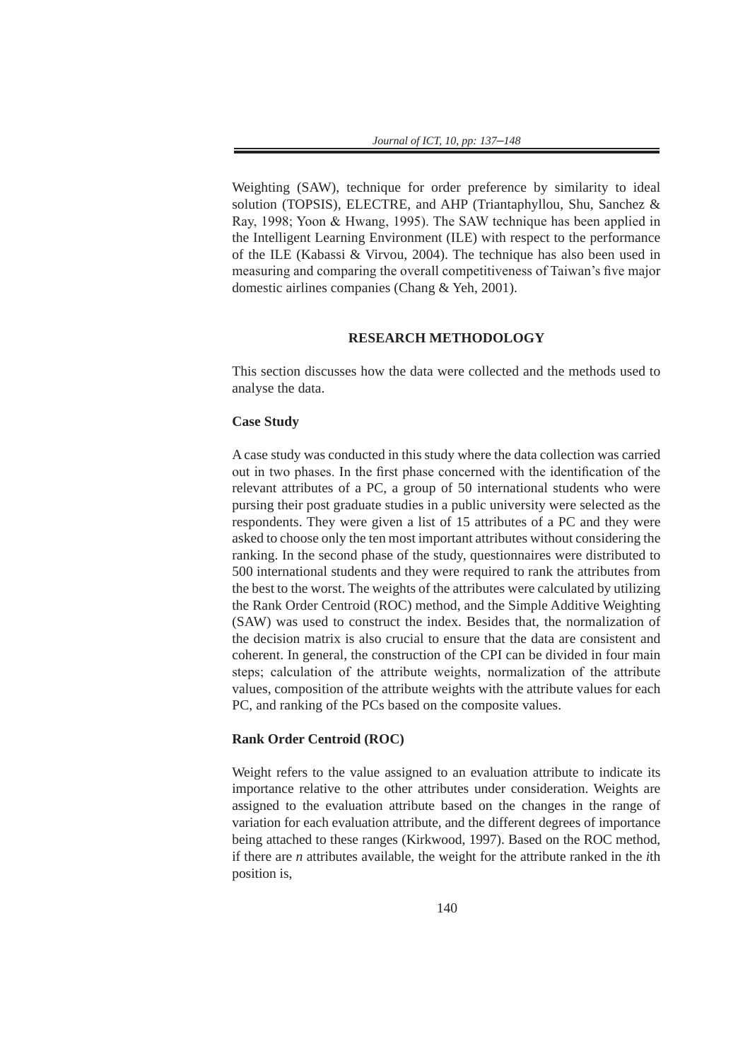Weighting (SAW), technique for order preference by similarity to ideal solution (TOPSIS), ELECTRE, and AHP (Triantaphyllou, Shu, Sanchez & Ray, 1998; Yoon & Hwang, 1995). The SAW technique has been applied in the Intelligent Learning Environment (ILE) with respect to the performance of the ILE (Kabassi & Virvou, 2004). The technique has also been used in measuring and comparing the overall competitiveness of Taiwan's five major domestic airlines companies (Chang & Yeh, 2001).

## RESEARCH METHODOLOGY

This section discusses how the data were collected and the methods used to analyse the data.

### Case Study

A case study was conducted in this study where the data collection was carried out in two phases. In the first phase concerned with the identification of the relevant attributes of a PC, a group of 50 international students who were pursing their post graduate studies in a public university were selected as the respondents. They were given a list of 15 attributes of a PC and they were asked to choose only the ten most important attributes without considering the ranking. In the second phase of the study, questionnaires were distributed to 500 international students and they were required to rank the attributes from the best to the worst. The weights of the attributes were calculated by utilizing the Rank Order Centroid (ROC) method, and the Simple Additive Weighting (SAW) was used to construct the index. Besides that, the normalization of the decision matrix is also crucial to ensure that the data are consistent and coherent. In general, the construction of the CPI can be divided in four main steps; calculation of the attribute weights, normalization of the attribute values, composition of the attribute weights with the attribute values for each PC, and ranking of the PCs based on the composite values.

### Rank Order Centroid (ROC)

Weight refers to the value assigned to an evaluation attribute to indicate its importance relative to the other attributes under consideration. Weights are assigned to the evaluation attribute based on the changes in the range of variation for each evaluation attribute, and the different degrees of importance being attached to these ranges (Kirkwood, 1997). Based on the ROC method, if there are $n$ attributes available, the weight for the attribute ranked in the $i$th position is,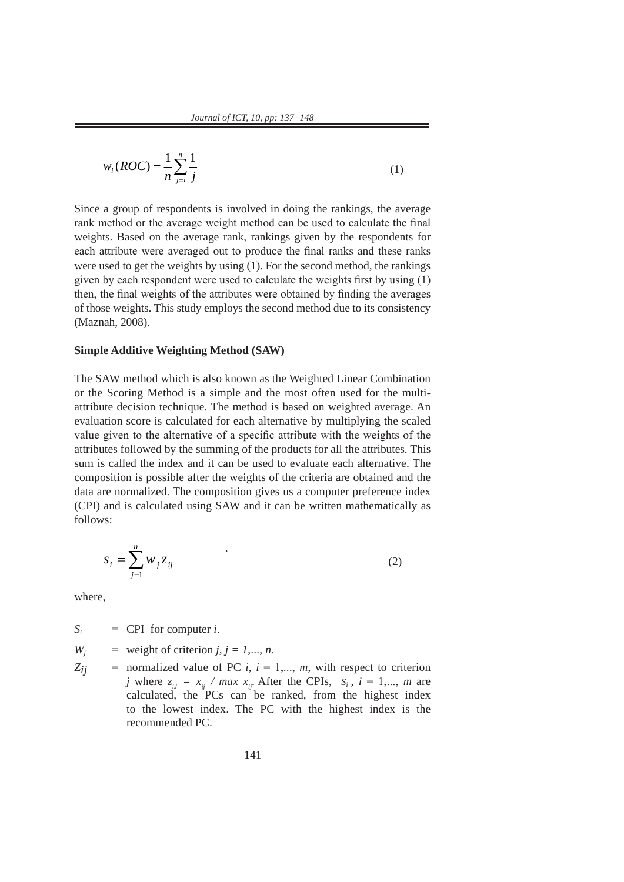$$w_i(ROC) = \frac{1}{n}\sum_{j=i}^{n}\frac{1}{j} \tag{1}$$

Since a group of respondents is involved in doing the rankings, the average rank method or the average weight method can be used to calculate the final weights. Based on the average rank, rankings given by the respondents for each attribute were averaged out to produce the final ranks and these ranks were used to get the weights by using (1). For the second method, the rankings given by each respondent were used to calculate the weights first by using (1) then, the final weights of the attributes were obtained by finding the averages of those weights. This study employs the second method due to its consistency (Maznah, 2008).

**Simple Additive Weighting Method (SAW)**

The SAW method which is also known as the Weighted Linear Combination or the Scoring Method is a simple and the most often used for the multi-attribute decision technique. The method is based on weighted average. An evaluation score is calculated for each alternative by multiplying the scaled value given to the alternative of a specific attribute with the weights of the attributes followed by the summing of the products for all the attributes. This sum is called the index and it can be used to evaluate each alternative. The composition is possible after the weights of the criteria are obtained and the data are normalized. The composition gives us a computer preference index (CPI) and is calculated using SAW and it can be written mathematically as follows:

$$s_i = \sum_{j=1}^{n} w_j z_{ij} \tag{2}$$

where,

$S_i$ = CPI for computer *i*.

$W_j$ = weight of criterion $j$, $j = 1,..., n$.

$Z_{ij}$ = normalized value of PC $i$, $i = 1,..., m$, with respect to criterion $j$ where $z_{ij} = x_{ij} / max\ x_{ij}$. After the CPIs, $S_i$, $i = 1,..., m$ are calculated, the PCs can be ranked, from the highest index to the lowest index. The PC with the highest index is the recommended PC.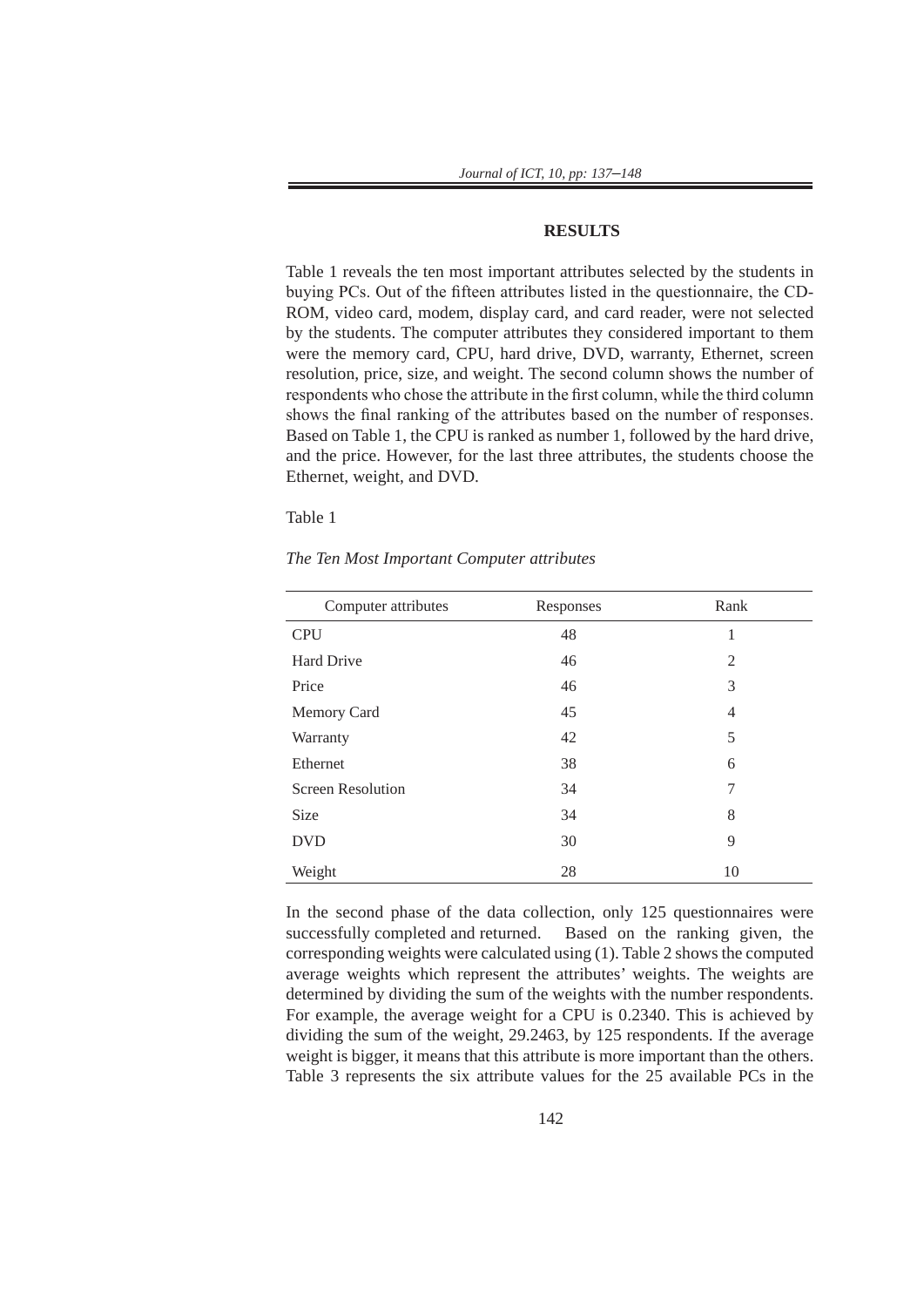## RESULTS

Table 1 reveals the ten most important attributes selected by the students in buying PCs. Out of the fifteen attributes listed in the questionnaire, the CD-ROM, video card, modem, display card, and card reader, were not selected by the students. The computer attributes they considered important to them were the memory card, CPU, hard drive, DVD, warranty, Ethernet, screen resolution, price, size, and weight. The second column shows the number of respondents who chose the attribute in the first column, while the third column shows the final ranking of the attributes based on the number of responses. Based on Table 1, the CPU is ranked as number 1, followed by the hard drive, and the price. However, for the last three attributes, the students choose the Ethernet, weight, and DVD.

Table 1

*The Ten Most Important Computer attributes*

| Computer attributes | Responses | Rank |
|---|---|---|
| CPU | 48 | 1 |
| Hard Drive | 46 | 2 |
| Price | 46 | 3 |
| Memory Card | 45 | 4 |
| Warranty | 42 | 5 |
| Ethernet | 38 | 6 |
| Screen Resolution | 34 | 7 |
| Size | 34 | 8 |
| DVD | 30 | 9 |
| Weight | 28 | 10 |

In the second phase of the data collection, only 125 questionnaires were successfully completed and returned. Based on the ranking given, the corresponding weights were calculated using (1). Table 2 shows the computed average weights which represent the attributes' weights. The weights are determined by dividing the sum of the weights with the number respondents. For example, the average weight for a CPU is 0.2340. This is achieved by dividing the sum of the weight, 29.2463, by 125 respondents. If the average weight is bigger, it means that this attribute is more important than the others. Table 3 represents the six attribute values for the 25 available PCs in the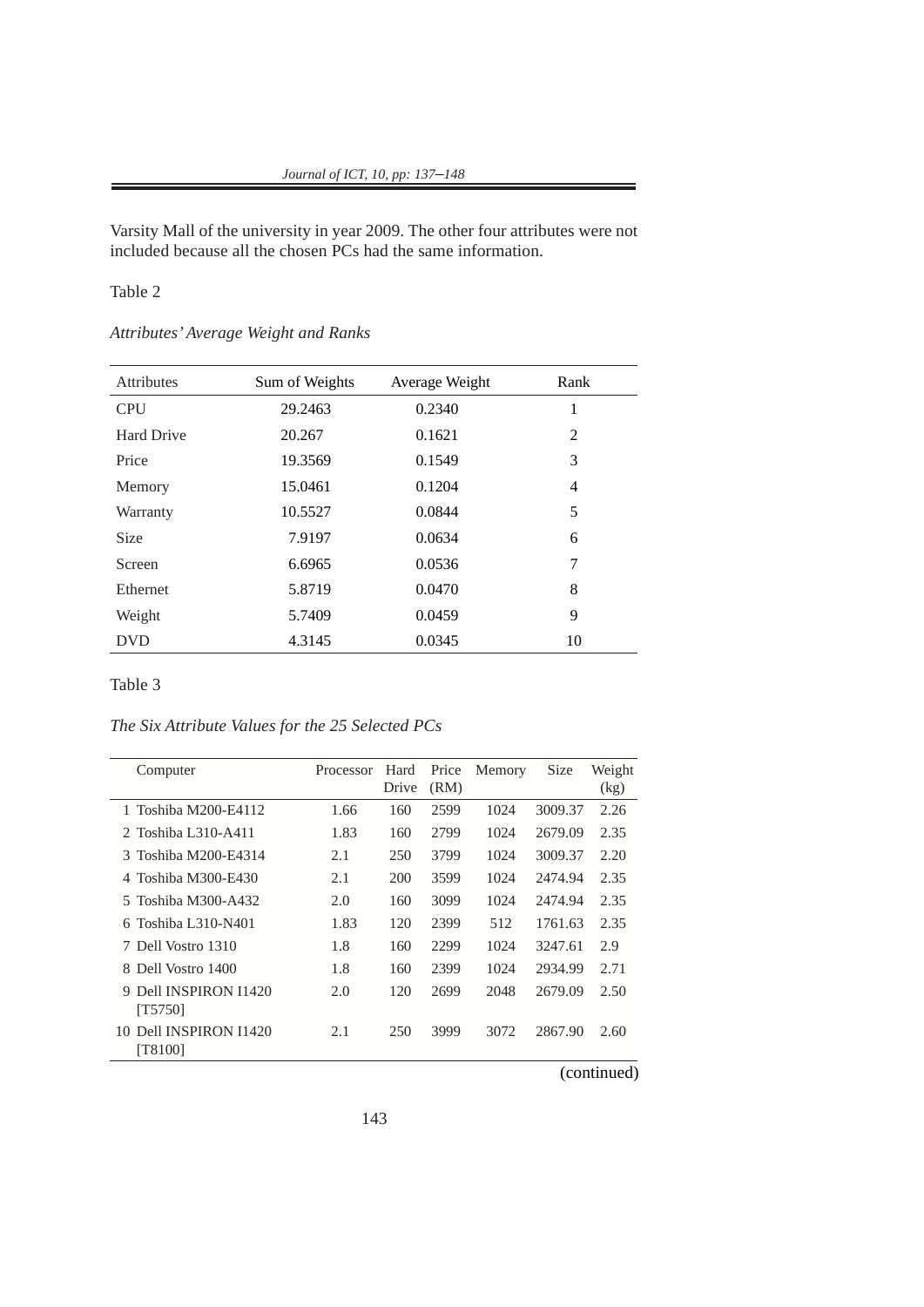Varsity Mall of the university in year 2009. The other four attributes were not included because all the chosen PCs had the same information.

Table 2

*Attributes' Average Weight and Ranks*

| Attributes | Sum of Weights | Average Weight | Rank |
|---|---|---|---|
| CPU | 29.2463 | 0.2340 | 1 |
| Hard Drive | 20.267 | 0.1621 | 2 |
| Price | 19.3569 | 0.1549 | 3 |
| Memory | 15.0461 | 0.1204 | 4 |
| Warranty | 10.5527 | 0.0844 | 5 |
| Size | 7.9197 | 0.0634 | 6 |
| Screen | 6.6965 | 0.0536 | 7 |
| Ethernet | 5.8719 | 0.0470 | 8 |
| Weight | 5.7409 | 0.0459 | 9 |
| DVD | 4.3145 | 0.0345 | 10 |

Table 3

*The Six Attribute Values for the 25 Selected PCs*

| Computer | Processor | Hard Drive | Price (RM) | Memory | Size | Weight (kg) |
|---|---|---|---|---|---|---|
| 1 Toshiba M200-E4112 | 1.66 | 160 | 2599 | 1024 | 3009.37 | 2.26 |
| 2 Toshiba L310-A411 | 1.83 | 160 | 2799 | 1024 | 2679.09 | 2.35 |
| 3 Toshiba M200-E4314 | 2.1 | 250 | 3799 | 1024 | 3009.37 | 2.20 |
| 4 Toshiba M300-E430 | 2.1 | 200 | 3599 | 1024 | 2474.94 | 2.35 |
| 5 Toshiba M300-A432 | 2.0 | 160 | 3099 | 1024 | 2474.94 | 2.35 |
| 6 Toshiba L310-N401 | 1.83 | 120 | 2399 | 512 | 1761.63 | 2.35 |
| 7 Dell Vostro 1310 | 1.8 | 160 | 2299 | 1024 | 3247.61 | 2.9 |
| 8 Dell Vostro 1400 | 1.8 | 160 | 2399 | 1024 | 2934.99 | 2.71 |
| 9 Dell INSPIRON I1420 [T5750] | 2.0 | 120 | 2699 | 2048 | 2679.09 | 2.50 |
| 10 Dell INSPIRON I1420 [T8100] | 2.1 | 250 | 3999 | 3072 | 2867.90 | 2.60 |

(continued)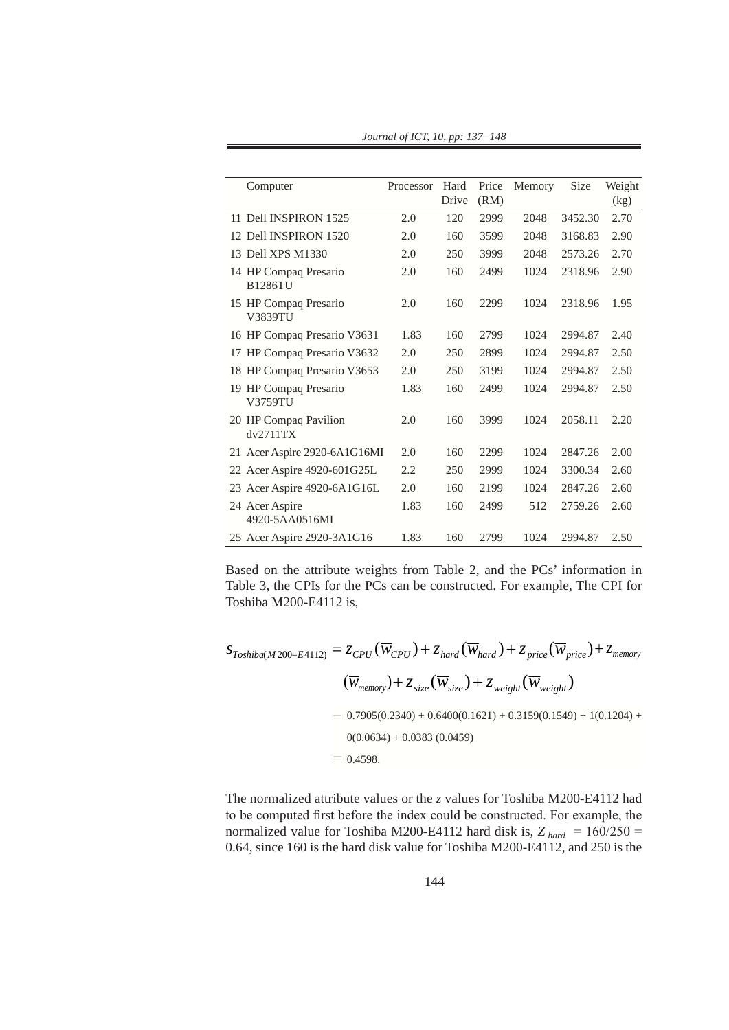| Computer | Processor | Hard Drive | Price (RM) | Memory | Size | Weight (kg) |
|---|---|---|---|---|---|---|
| 11 Dell INSPIRON 1525 | 2.0 | 120 | 2999 | 2048 | 3452.30 | 2.70 |
| 12 Dell INSPIRON 1520 | 2.0 | 160 | 3599 | 2048 | 3168.83 | 2.90 |
| 13 Dell XPS M1330 | 2.0 | 250 | 3999 | 2048 | 2573.26 | 2.70 |
| 14 HP Compaq Presario B1286TU | 2.0 | 160 | 2499 | 1024 | 2318.96 | 2.90 |
| 15 HP Compaq Presario V3839TU | 2.0 | 160 | 2299 | 1024 | 2318.96 | 1.95 |
| 16 HP Compaq Presario V3631 | 1.83 | 160 | 2799 | 1024 | 2994.87 | 2.40 |
| 17 HP Compaq Presario V3632 | 2.0 | 250 | 2899 | 1024 | 2994.87 | 2.50 |
| 18 HP Compaq Presario V3653 | 2.0 | 250 | 3199 | 1024 | 2994.87 | 2.50 |
| 19 HP Compaq Presario V3759TU | 1.83 | 160 | 2499 | 1024 | 2994.87 | 2.50 |
| 20 HP Compaq Pavilion dv2711TX | 2.0 | 160 | 3999 | 1024 | 2058.11 | 2.20 |
| 21 Acer Aspire 2920-6A1G16MI | 2.0 | 160 | 2299 | 1024 | 2847.26 | 2.00 |
| 22 Acer Aspire 4920-601G25L | 2.2 | 250 | 2999 | 1024 | 3300.34 | 2.60 |
| 23 Acer Aspire 4920-6A1G16L | 2.0 | 160 | 2199 | 1024 | 2847.26 | 2.60 |
| 24 Acer Aspire 4920-5AA0516MI | 1.83 | 160 | 2499 | 512 | 2759.26 | 2.60 |
| 25 Acer Aspire 2920-3A1G16 | 1.83 | 160 | 2799 | 1024 | 2994.87 | 2.50 |

Based on the attribute weights from Table 2, and the PCs' information in Table 3, the CPIs for the PCs can be constructed. For example, The CPI for Toshiba M200-E4112 is,

$$
\begin{aligned}
s_{Toshiba(M200-E4112)} &= z_{CPU}(\overline{w}_{CPU}) + z_{hard}(\overline{w}_{hard}) + z_{price}(\overline{w}_{price}) + z_{memory} \\
&\quad (\overline{w}_{memory}) + z_{size}(\overline{w}_{size}) + z_{weight}(\overline{w}_{weight}) \\
&= 0.7905(0.2340) + 0.6400(0.1621) + 0.3159(0.1549) + 1(0.1204) + \\
&\quad 0(0.0634) + 0.0383\,(0.0459) \\
&= 0.4598.
\end{aligned}
$$

The normalized attribute values or the *z* values for Toshiba M200-E4112 had to be computed first before the index could be constructed. For example, the normalized value for Toshiba M200-E4112 hard disk is, $Z_{hard} = 160/250 = 0.64$, since 160 is the hard disk value for Toshiba M200-E4112, and 250 is the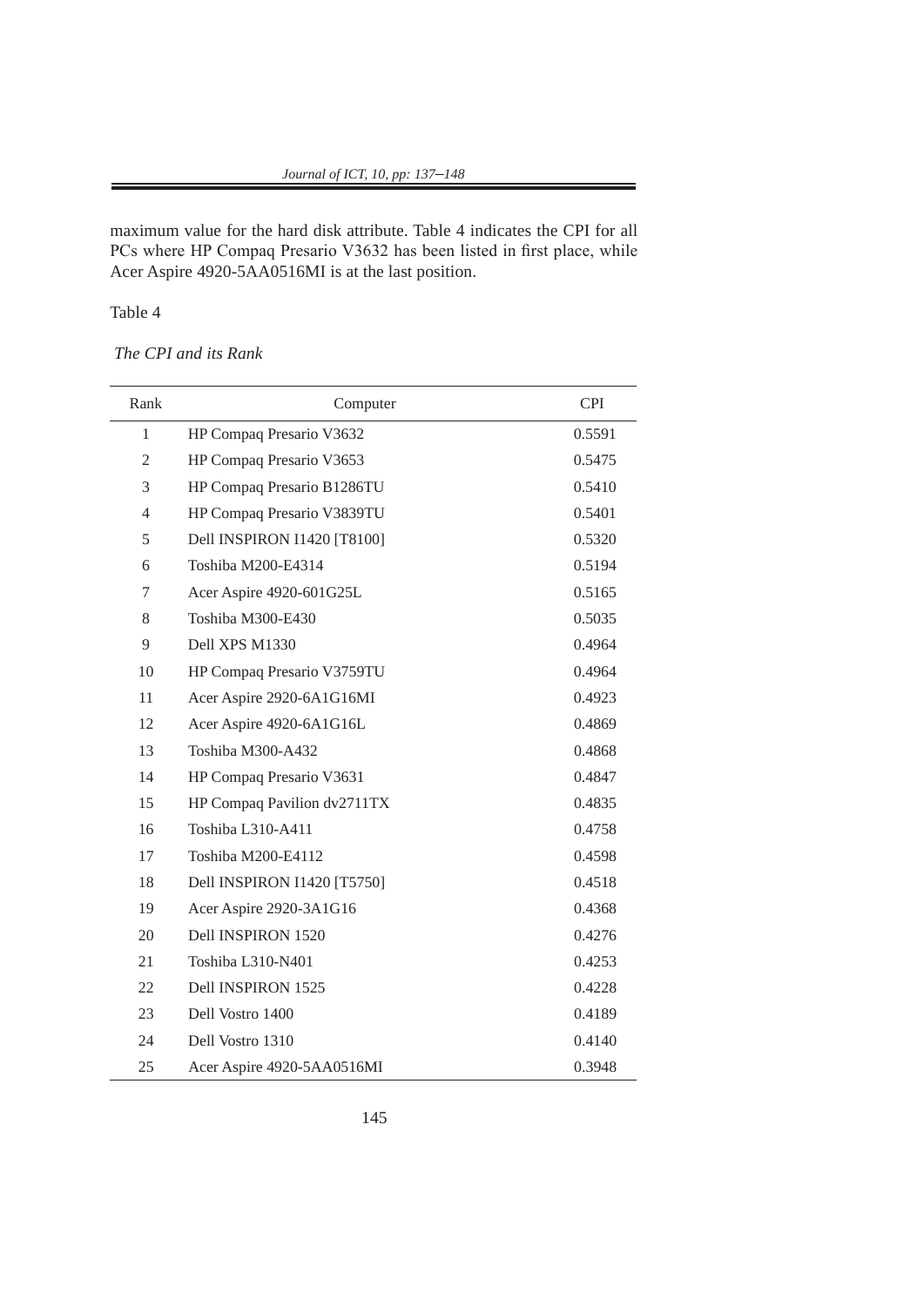maximum value for the hard disk attribute. Table 4 indicates the CPI for all PCs where HP Compaq Presario V3632 has been listed in first place, while Acer Aspire 4920-5AA0516MI is at the last position.

Table 4

*The CPI and its Rank*

| Rank | Computer | CPI |
|---|---|---|
| 1 | HP Compaq Presario V3632 | 0.5591 |
| 2 | HP Compaq Presario V3653 | 0.5475 |
| 3 | HP Compaq Presario B1286TU | 0.5410 |
| 4 | HP Compaq Presario V3839TU | 0.5401 |
| 5 | Dell INSPIRON I1420 [T8100] | 0.5320 |
| 6 | Toshiba M200-E4314 | 0.5194 |
| 7 | Acer Aspire 4920-601G25L | 0.5165 |
| 8 | Toshiba M300-E430 | 0.5035 |
| 9 | Dell XPS M1330 | 0.4964 |
| 10 | HP Compaq Presario V3759TU | 0.4964 |
| 11 | Acer Aspire 2920-6A1G16MI | 0.4923 |
| 12 | Acer Aspire 4920-6A1G16L | 0.4869 |
| 13 | Toshiba M300-A432 | 0.4868 |
| 14 | HP Compaq Presario V3631 | 0.4847 |
| 15 | HP Compaq Pavilion dv2711TX | 0.4835 |
| 16 | Toshiba L310-A411 | 0.4758 |
| 17 | Toshiba M200-E4112 | 0.4598 |
| 18 | Dell INSPIRON I1420 [T5750] | 0.4518 |
| 19 | Acer Aspire 2920-3A1G16 | 0.4368 |
| 20 | Dell INSPIRON 1520 | 0.4276 |
| 21 | Toshiba L310-N401 | 0.4253 |
| 22 | Dell INSPIRON 1525 | 0.4228 |
| 23 | Dell Vostro 1400 | 0.4189 |
| 24 | Dell Vostro 1310 | 0.4140 |
| 25 | Acer Aspire 4920-5AA0516MI | 0.3948 |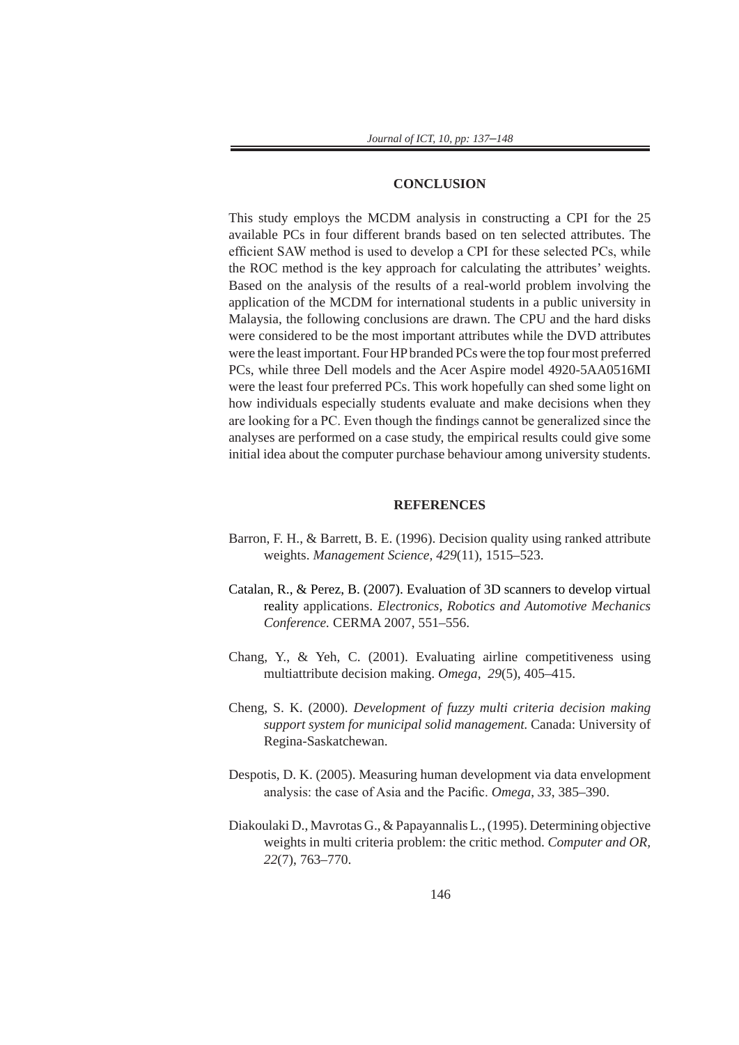## CONCLUSION

This study employs the MCDM analysis in constructing a CPI for the 25 available PCs in four different brands based on ten selected attributes. The efficient SAW method is used to develop a CPI for these selected PCs, while the ROC method is the key approach for calculating the attributes' weights. Based on the analysis of the results of a real-world problem involving the application of the MCDM for international students in a public university in Malaysia, the following conclusions are drawn. The CPU and the hard disks were considered to be the most important attributes while the DVD attributes were the least important. Four HP branded PCs were the top four most preferred PCs, while three Dell models and the Acer Aspire model 4920-5AA0516MI were the least four preferred PCs. This work hopefully can shed some light on how individuals especially students evaluate and make decisions when they are looking for a PC. Even though the findings cannot be generalized since the analyses are performed on a case study, the empirical results could give some initial idea about the computer purchase behaviour among university students.

## REFERENCES

Barron, F. H., & Barrett, B. E. (1996). Decision quality using ranked attribute weights. *Management Science, 429*(11), 1515–523.

Catalan, R., & Perez, B. (2007). Evaluation of 3D scanners to develop virtual reality applications. *Electronics, Robotics and Automotive Mechanics Conference.* CERMA 2007, 551–556.

Chang, Y., & Yeh, C. (2001). Evaluating airline competitiveness using multiattribute decision making. *Omega*, *29*(5), 405–415.

Cheng, S. K. (2000). *Development of fuzzy multi criteria decision making support system for municipal solid management.* Canada: University of Regina-Saskatchewan.

Despotis, D. K. (2005). Measuring human development via data envelopment analysis: the case of Asia and the Pacific. *Omega*, *33*, 385–390.

Diakoulaki D., Mavrotas G., & Papayannalis L., (1995). Determining objective weights in multi criteria problem: the critic method. *Computer and OR, 22*(7), 763–770.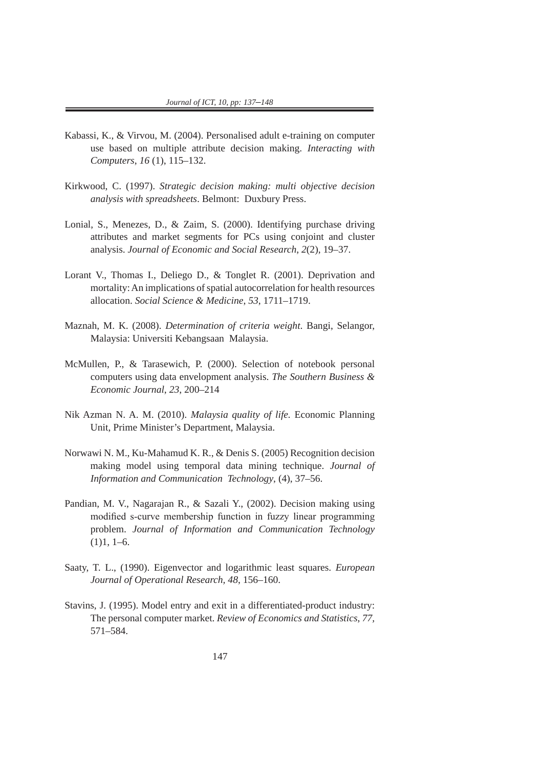Kabassi, K., & Virvou, M. (2004). Personalised adult e-training on computer use based on multiple attribute decision making. *Interacting with Computers*, *16* (1), 115–132.

Kirkwood, C. (1997). *Strategic decision making: multi objective decision analysis with spreadsheets*. Belmont: Duxbury Press.

Lonial, S., Menezes, D., & Zaim, S. (2000). Identifying purchase driving attributes and market segments for PCs using conjoint and cluster analysis. *Journal of Economic and Social Research*, *2*(2), 19–37.

Lorant V., Thomas I., Deliego D., & Tonglet R. (2001). Deprivation and mortality: An implications of spatial autocorrelation for health resources allocation. *Social Science & Medicine, 53*, 1711–1719.

Maznah, M. K. (2008). *Determination of criteria weight*. Bangi, Selangor, Malaysia: Universiti Kebangsaan Malaysia.

McMullen, P., & Tarasewich, P. (2000). Selection of notebook personal computers using data envelopment analysis. *The Southern Business & Economic Journal*, *23*, 200–214

Nik Azman N. A. M. (2010). *Malaysia quality of life.* Economic Planning Unit, Prime Minister's Department, Malaysia.

Norwawi N. M., Ku-Mahamud K. R., & Denis S. (2005) Recognition decision making model using temporal data mining technique. *Journal of Information and Communication Technology*, (4), 37–56.

Pandian, M. V., Nagarajan R., & Sazali Y., (2002). Decision making using modified s-curve membership function in fuzzy linear programming problem. *Journal of Information and Communication Technology* (1)1, 1–6.

Saaty, T. L., (1990). Eigenvector and logarithmic least squares. *European Journal of Operational Research, 48*, 156–160.

Stavins, J. (1995). Model entry and exit in a differentiated-product industry: The personal computer market. *Review of Economics and Statistics*, *77*, 571–584.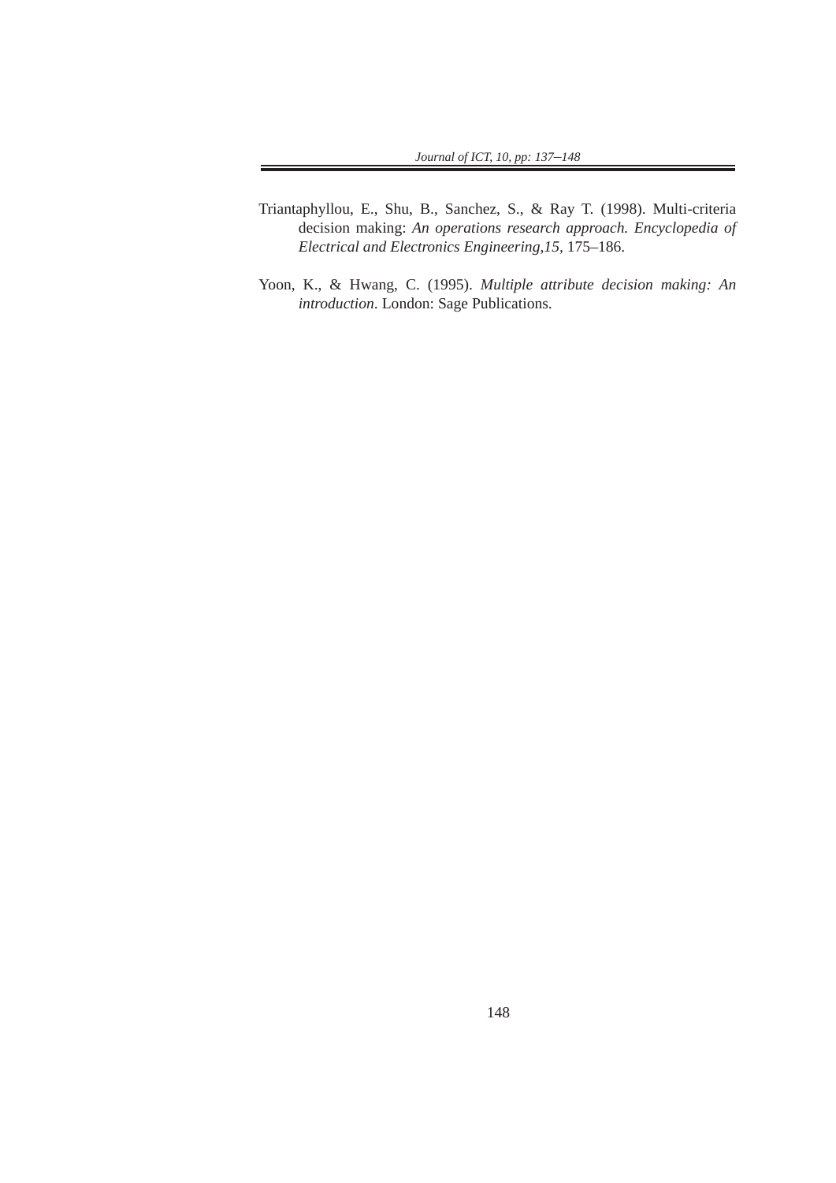Triantaphyllou, E., Shu, B., Sanchez, S., & Ray T. (1998). Multi-criteria decision making: *An operations research approach. Encyclopedia of Electrical and Electronics Engineering,15,* 175–186.

Yoon, K., & Hwang, C. (1995). *Multiple attribute decision making: An introduction*. London: Sage Publications.